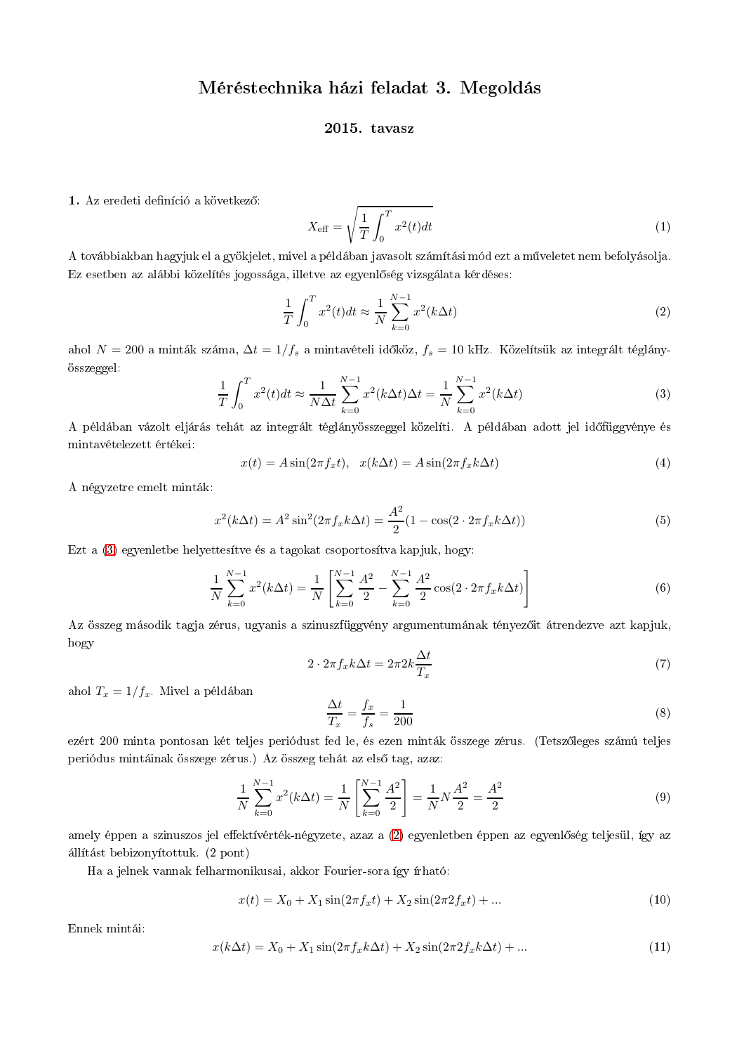# Méréstechnika házi feladat 3. Megoldás

## 2015. tavasz

**1.** Az eredeti definíció a következő:

$$X_{\text{eff}} = \sqrt{\frac{1}{T}\int_0^T x^2(t)dt} \tag{1}$$

A továbbiakban hagyjuk el a gyökjelet, mivel a példában javasolt számítási mód ezt a műveletet nem befolyásolja. Ez esetben az alábbi közelítés jogossága, illetve az egyenlőség vizsgálata kérdéses:

$$\frac{1}{T}\int_0^T x^2(t)dt \approx \frac{1}{N}\sum_{k=0}^{N-1} x^2(k\Delta t) \tag{2}$$

ahol $N = 200$ a minták száma, $\Delta t = 1/f_s$ a mintavételi időköz, $f_s = 10$ kHz. Közelítsük az integrált téglányösszeggel:

$$\frac{1}{T}\int_0^T x^2(t)dt \approx \frac{1}{N\Delta t}\sum_{k=0}^{N-1} x^2(k\Delta t)\Delta t = \frac{1}{N}\sum_{k=0}^{N-1} x^2(k\Delta t) \tag{3}$$

A példában vázolt eljárás tehát az integrált téglányösszeggel közelíti. A példában adott jel időfüggvénye és mintavételezett értékei:

$$x(t) = A\sin(2\pi f_x t), \quad x(k\Delta t) = A\sin(2\pi f_x k\Delta t) \tag{4}$$

A négyzetre emelt minták:

$$x^2(k\Delta t) = A^2\sin^2(2\pi f_x k\Delta t) = \frac{A^2}{2}(1 - \cos(2 \cdot 2\pi f_x k\Delta t)) \tag{5}$$

Ezt a (3) egyenletbe helyettesítve és a tagokat csoportosítva kapjuk, hogy:

$$\frac{1}{N}\sum_{k=0}^{N-1} x^2(k\Delta t) = \frac{1}{N}\left[\sum_{k=0}^{N-1}\frac{A^2}{2} - \sum_{k=0}^{N-1}\frac{A^2}{2}\cos(2 \cdot 2\pi f_x k\Delta t)\right] \tag{6}$$

Az összeg második tagja zérus, ugyanis a szinuszfüggvény argumentumának tényezőit átrendezve azt kapjuk, hogy

$$2 \cdot 2\pi f_x k\Delta t = 2\pi 2k\frac{\Delta t}{T_x} \tag{7}$$

ahol $T_x = 1/f_x$. Mivel a példában

$$\frac{\Delta t}{T_x} = \frac{f_x}{f_s} = \frac{1}{200} \tag{8}$$

ezért 200 minta pontosan két teljes periódust fed le, és ezen minták összege zérus. (Tetszőleges számú teljes periódus mintáinak összege zérus.) Az összeg tehát az első tag, azaz:

$$\frac{1}{N}\sum_{k=0}^{N-1} x^2(k\Delta t) = \frac{1}{N}\left[\sum_{k=0}^{N-1}\frac{A^2}{2}\right] = \frac{1}{N}N\frac{A^2}{2} = \frac{A^2}{2} \tag{9}$$

amely éppen a szinuszos jel effektívérték-négyzete, azaz a (2) egyenletben éppen az egyenlőség teljesül, így az állítást bebizonyítottuk. (2 pont)

Ha a jelnek vannak felharmonikusai, akkor Fourier-sora így írható:

$$x(t) = X_0 + X_1\sin(2\pi f_x t) + X_2\sin(2\pi 2 f_x t) + ... \tag{10}$$

Ennek mintái:

$$x(k\Delta t) = X_0 + X_1\sin(2\pi f_x k\Delta t) + X_2\sin(2\pi 2 f_x k\Delta t) + ... \tag{11}$$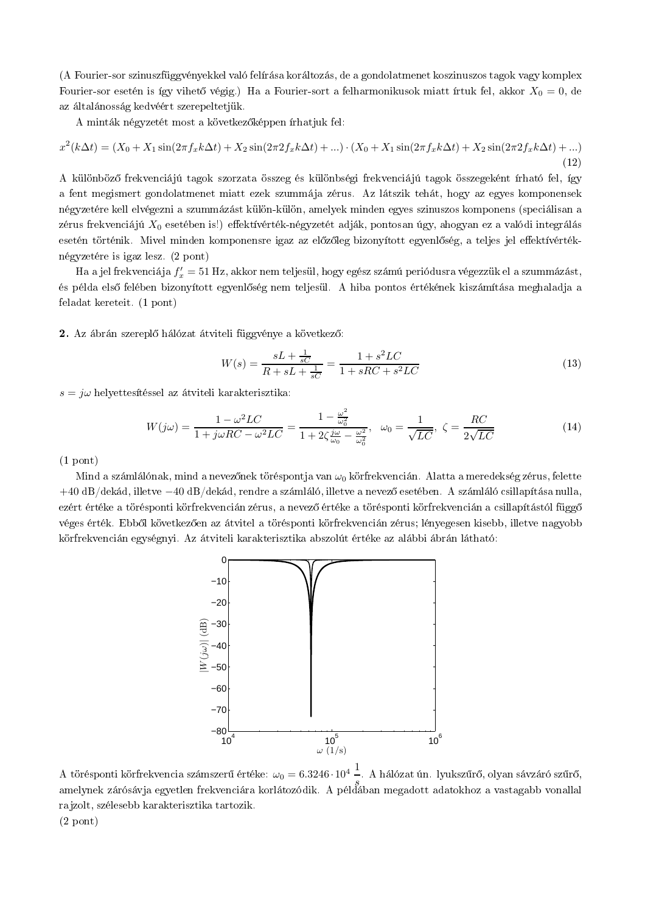(A Fourier-sor szinuszfüggvényekkel való felírása korláltozás, de a gondolatmenet koszinuszos tagok vagy komplex Fourier-sor esetén is így vihető végig.) Ha a Fourier-sort a felharmonikusok miatt írtuk fel, akkor $X_0 = 0$, de az általánosság kedvéért szerepeltetjük.

A minták négyzetét most a következőképpen írhatjuk fel:

$$x^2(k\Delta t) = (X_0 + X_1 \sin(2\pi f_x k\Delta t) + X_2 \sin(2\pi 2 f_x k\Delta t) + ...) \cdot (X_0 + X_1 \sin(2\pi f_x k\Delta t) + X_2 \sin(2\pi 2 f_x k\Delta t) + ...) \tag{12}$$

A különböző frekvenciájú tagok szorzata összeg és különbségi frekvenciájú tagok összegeként írható fel, így a fent megismert gondolatmenet miatt ezek szummája zérus. Az látszik tehát, hogy az egyes komponensek négyzetére kell elvégezni a szummázást külön-külön, amelyek minden egyes szinuszos komponens (speciálisan a zérus frekvenciájú $X_0$ esetében is!) effektívérték-négyzetét adják, pontosan úgy, ahogyan ez a valódi integrálás esetén történik. Mivel minden komponensre igaz az előzőleg bizonyított egyenlőség, a teljes jel effektívérték-négyzetére is igaz lesz. (2 pont)

Ha a jel frekvenciája $f_x' = 51$ Hz, akkor nem teljesül, hogy egész számú periódusra végezzük el a szummázást, és példa első felében bizonyított egyenlőség nem teljesül. A hiba pontos értékének kiszámítása meghaladja a feladat kereteit. (1 pont)

**2.** Az ábrán szereplő hálózat átviteli függvénye a következő:

$$W(s) = \frac{sL + \frac{1}{sC}}{R + sL + \frac{1}{sC}} = \frac{1 + s^2LC}{1 + sRC + s^2LC} \tag{13}$$

$s = j\omega$ helyettesítéssel az átviteli karakterisztika:

$$W(j\omega) = \frac{1 - \omega^2 LC}{1 + j\omega RC - \omega^2 LC} = \frac{1 - \frac{\omega^2}{\omega_0^2}}{1 + 2\zeta\frac{j\omega}{\omega_0} - \frac{\omega^2}{\omega_0^2}}, \quad \omega_0 = \frac{1}{\sqrt{LC}}, \ \zeta = \frac{RC}{2\sqrt{LC}} \tag{14}$$

(1 pont)

Mind a számlálónak, mind a nevezőnek töréspontja van $\omega_0$ körfrekvencián. Alatta a meredekség zérus, felette +40 dB/dekád, illetve −40 dB/dekád, rendre a számláló, illetve a nevező esetében. A számláló csillapítása nulla, ezért értéke a törésponti körfrekvencián zérus, a nevező értéke a törésponti körfrekvencián a csillapítástól függő véges érték. Ebből következően az átvitel a törésponti körfrekvencián zérus; lényegesen kisebb, illetve nagyobb körfrekvencián egységnyi. Az átviteli karakterisztika abszolút értéke az alábbi ábrán látható:

A törésponti körfrekvencia számszerű értéke: $\omega_0 = 6.3246 \cdot 10^4 \, \frac{1}{s}$. A hálózat ún. lyukszűrő, olyan sávzáró szűrő, amelynek zárósávja egyetlen frekvenciára korlátozódik. A példában megadott adatokhoz a vastagabb vonallal rajzolt, szélesebb karakterisztika tartozik.

(2 pont)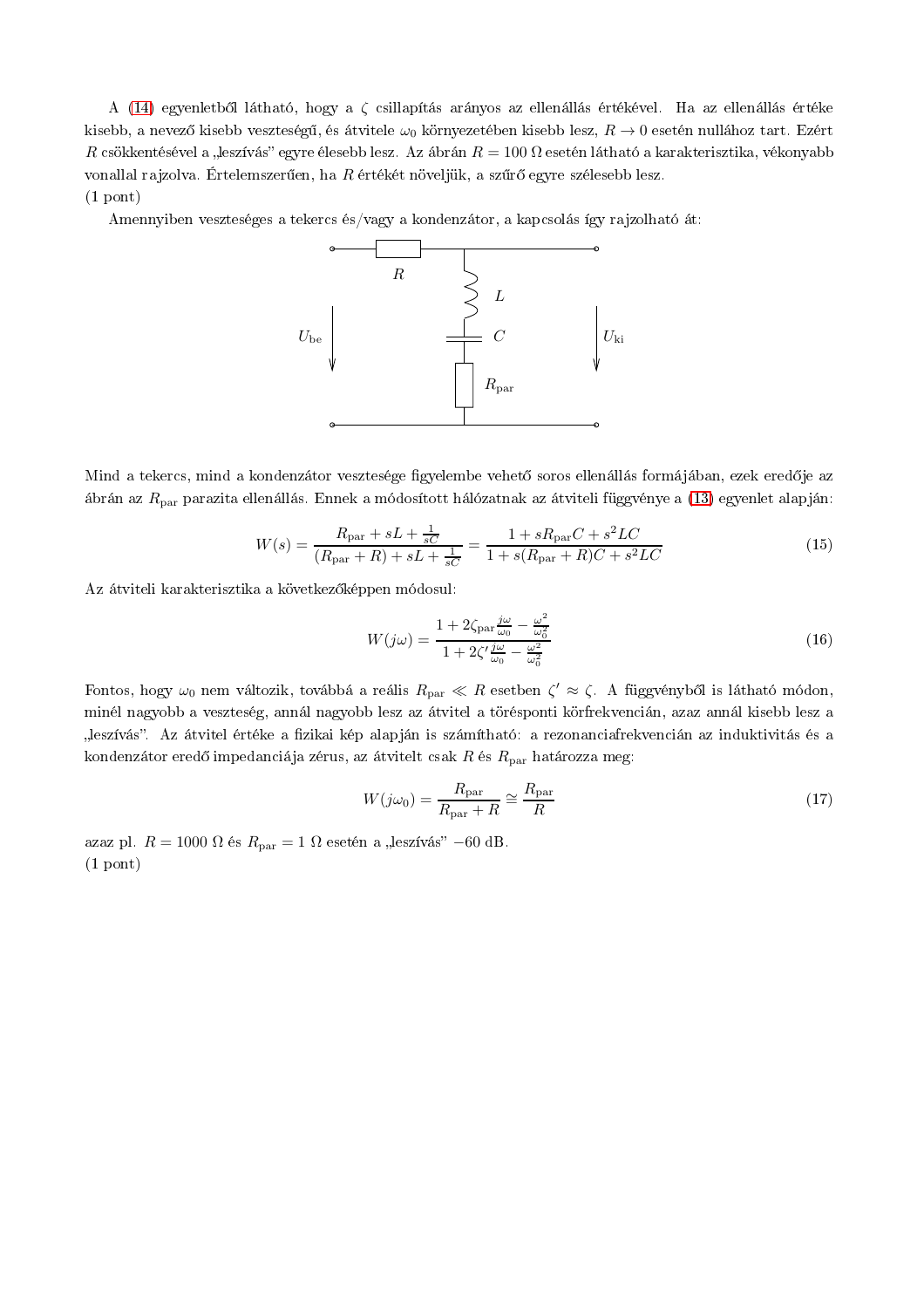A (14) egyenletből látható, hogy a $\zeta$ csillapítás arányos az ellenállás értékével. Ha az ellenállás értéke kisebb, a nevező kisebb veszteségű, és átvitele $\omega_0$ környezetében kisebb lesz, $R \to 0$ esetén nullához tart. Ezért $R$ csökkentésével a „leszívás" egyre élesebb lesz. Az ábrán $R = 100\ \Omega$ esetén látható a karakterisztika, vékonyabb vonallal rajzolva. Értelemszerűen, ha $R$ értékét növeljük, a szűrő egyre szélesebb lesz.
(1 pont)

Amennyiben veszteséges a tekercs és/vagy a kondenzátor, a kapcsolás így rajzolható át:

R
L
$U_{\mathrm{be}}$
C
$U_{\mathrm{ki}}$
$R_{\mathrm{par}}$

Mind a tekercs, mind a kondenzátor vesztesége figyelembe vehető soros ellenállás formájában, ezek eredője az ábrán az $R_{\mathrm{par}}$ parazita ellenállás. Ennek a módosított hálózatnak az átviteli függvénye a (13) egyenlet alapján:

$$W(s) = \frac{R_{\mathrm{par}} + sL + \frac{1}{sC}}{(R_{\mathrm{par}} + R) + sL + \frac{1}{sC}} = \frac{1 + sR_{\mathrm{par}}C + s^2LC}{1 + s(R_{\mathrm{par}} + R)C + s^2LC} \tag{15}$$

Az átviteli karakterisztika a következőképpen módosul:

$$W(j\omega) = \frac{1 + 2\zeta_{\mathrm{par}}\frac{j\omega}{\omega_0} - \frac{\omega^2}{\omega_0^2}}{1 + 2\zeta'\frac{j\omega}{\omega_0} - \frac{\omega^2}{\omega_0^2}} \tag{16}$$

Fontos, hogy $\omega_0$ nem változik, továbbá a reális $R_{\mathrm{par}} \ll R$ esetben $\zeta' \approx \zeta$. A függvényből is látható módon, minél nagyobb a veszteség, annál nagyobb lesz az átvitel a törésponti körfrekvencián, azaz annál kisebb lesz a „leszívás". Az átvitel értéke a fizikai kép alapján is számítható: a rezonanciafrekvencián az induktivitás és a kondenzátor eredő impedanciája zérus, az átvitelt csak $R$ és $R_{\mathrm{par}}$ határozza meg:

$$W(j\omega_0) = \frac{R_{\mathrm{par}}}{R_{\mathrm{par}} + R} \cong \frac{R_{\mathrm{par}}}{R} \tag{17}$$

azaz pl. $R = 1000\ \Omega$ és $R_{\mathrm{par}} = 1\ \Omega$ esetén a „leszívás" $-60$ dB.
(1 pont)